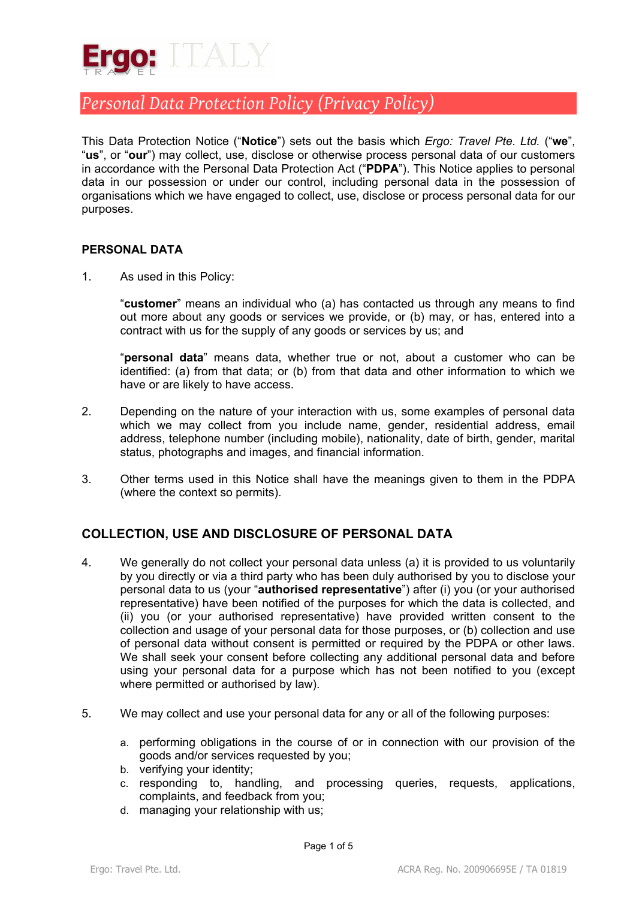# Personal Data Protection Policy (Privacy Policy)

This Data Protection Notice ("**Notice**") sets out the basis which *Ergo: Travel Pte. Ltd.* ("**we**", "**us**", or "**our**") may collect, use, disclose or otherwise process personal data of our customers in accordance with the Personal Data Protection Act ("**PDPA**"). This Notice applies to personal data in our possession or under our control, including personal data in the possession of organisations which we have engaged to collect, use, disclose or process personal data for our purposes.

### PERSONAL DATA

1. As used in this Policy:

   "**customer**" means an individual who (a) has contacted us through any means to find out more about any goods or services we provide, or (b) may, or has, entered into a contract with us for the supply of any goods or services by us; and

   "**personal data**" means data, whether true or not, about a customer who can be identified: (a) from that data; or (b) from that data and other information to which we have or are likely to have access.

2. Depending on the nature of your interaction with us, some examples of personal data which we may collect from you include name, gender, residential address, email address, telephone number (including mobile), nationality, date of birth, gender, marital status, photographs and images, and financial information.

3. Other terms used in this Notice shall have the meanings given to them in the PDPA (where the context so permits).

## COLLECTION, USE AND DISCLOSURE OF PERSONAL DATA

4. We generally do not collect your personal data unless (a) it is provided to us voluntarily by you directly or via a third party who has been duly authorised by you to disclose your personal data to us (your "**authorised representative**") after (i) you (or your authorised representative) have been notified of the purposes for which the data is collected, and (ii) you (or your authorised representative) have provided written consent to the collection and usage of your personal data for those purposes, or (b) collection and use of personal data without consent is permitted or required by the PDPA or other laws. We shall seek your consent before collecting any additional personal data and before using your personal data for a purpose which has not been notified to you (except where permitted or authorised by law).

5. We may collect and use your personal data for any or all of the following purposes:

   a. performing obligations in the course of or in connection with our provision of the goods and/or services requested by you;
   b. verifying your identity;
   c. responding to, handling, and processing queries, requests, applications, complaints, and feedback from you;
   d. managing your relationship with us;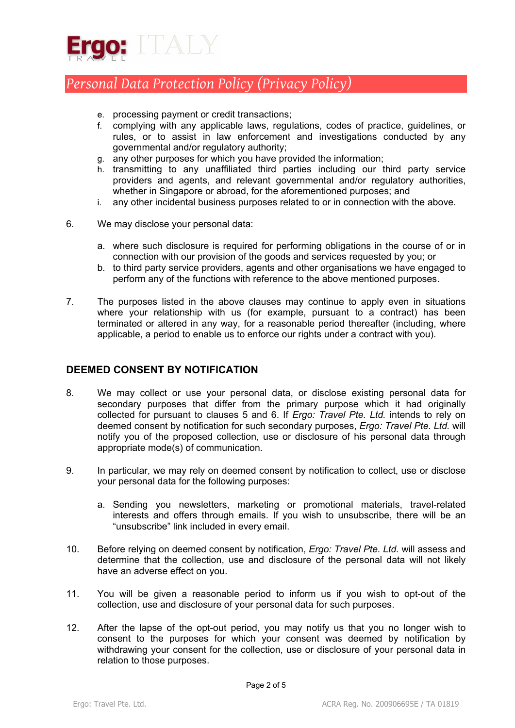e. processing payment or credit transactions;
f. complying with any applicable laws, regulations, codes of practice, guidelines, or rules, or to assist in law enforcement and investigations conducted by any governmental and/or regulatory authority;
g. any other purposes for which you have provided the information;
h. transmitting to any unaffiliated third parties including our third party service providers and agents, and relevant governmental and/or regulatory authorities, whether in Singapore or abroad, for the aforementioned purposes; and
i. any other incidental business purposes related to or in connection with the above.

6. We may disclose your personal data:

   a. where such disclosure is required for performing obligations in the course of or in connection with our provision of the goods and services requested by you; or
   b. to third party service providers, agents and other organisations we have engaged to perform any of the functions with reference to the above mentioned purposes.

7. The purposes listed in the above clauses may continue to apply even in situations where your relationship with us (for example, pursuant to a contract) has been terminated or altered in any way, for a reasonable period thereafter (including, where applicable, a period to enable us to enforce our rights under a contract with you).

## DEEMED CONSENT BY NOTIFICATION

8. We may collect or use your personal data, or disclose existing personal data for secondary purposes that differ from the primary purpose which it had originally collected for pursuant to clauses 5 and 6. If *Ergo: Travel Pte. Ltd.* intends to rely on deemed consent by notification for such secondary purposes, *Ergo: Travel Pte. Ltd.* will notify you of the proposed collection, use or disclosure of his personal data through appropriate mode(s) of communication.

9. In particular, we may rely on deemed consent by notification to collect, use or disclose your personal data for the following purposes:

   a. Sending you newsletters, marketing or promotional materials, travel-related interests and offers through emails. If you wish to unsubscribe, there will be an "unsubscribe" link included in every email.

10. Before relying on deemed consent by notification, *Ergo: Travel Pte. Ltd.* will assess and determine that the collection, use and disclosure of the personal data will not likely have an adverse effect on you.

11. You will be given a reasonable period to inform us if you wish to opt-out of the collection, use and disclosure of your personal data for such purposes.

12. After the lapse of the opt-out period, you may notify us that you no longer wish to consent to the purposes for which your consent was deemed by notification by withdrawing your consent for the collection, use or disclosure of your personal data in relation to those purposes.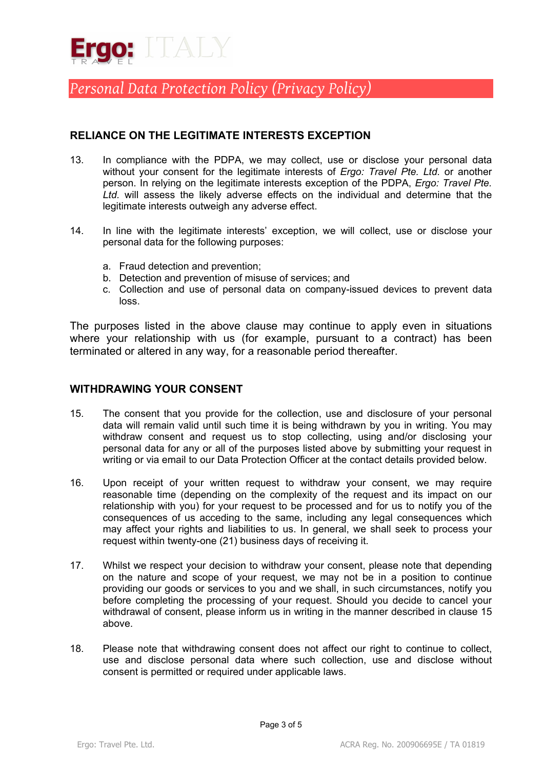## RELIANCE ON THE LEGITIMATE INTERESTS EXCEPTION

13. In compliance with the PDPA, we may collect, use or disclose your personal data without your consent for the legitimate interests of *Ergo: Travel Pte. Ltd.* or another person. In relying on the legitimate interests exception of the PDPA, *Ergo: Travel Pte. Ltd.* will assess the likely adverse effects on the individual and determine that the legitimate interests outweigh any adverse effect.

14. In line with the legitimate interests' exception, we will collect, use or disclose your personal data for the following purposes:

    a. Fraud detection and prevention;
    b. Detection and prevention of misuse of services; and
    c. Collection and use of personal data on company-issued devices to prevent data loss.

The purposes listed in the above clause may continue to apply even in situations where your relationship with us (for example, pursuant to a contract) has been terminated or altered in any way, for a reasonable period thereafter.

## WITHDRAWING YOUR CONSENT

15. The consent that you provide for the collection, use and disclosure of your personal data will remain valid until such time it is being withdrawn by you in writing. You may withdraw consent and request us to stop collecting, using and/or disclosing your personal data for any or all of the purposes listed above by submitting your request in writing or via email to our Data Protection Officer at the contact details provided below.

16. Upon receipt of your written request to withdraw your consent, we may require reasonable time (depending on the complexity of the request and its impact on our relationship with you) for your request to be processed and for us to notify you of the consequences of us acceding to the same, including any legal consequences which may affect your rights and liabilities to us. In general, we shall seek to process your request within twenty-one (21) business days of receiving it.

17. Whilst we respect your decision to withdraw your consent, please note that depending on the nature and scope of your request, we may not be in a position to continue providing our goods or services to you and we shall, in such circumstances, notify you before completing the processing of your request. Should you decide to cancel your withdrawal of consent, please inform us in writing in the manner described in clause 15 above.

18. Please note that withdrawing consent does not affect our right to continue to collect, use and disclose personal data where such collection, use and disclose without consent is permitted or required under applicable laws.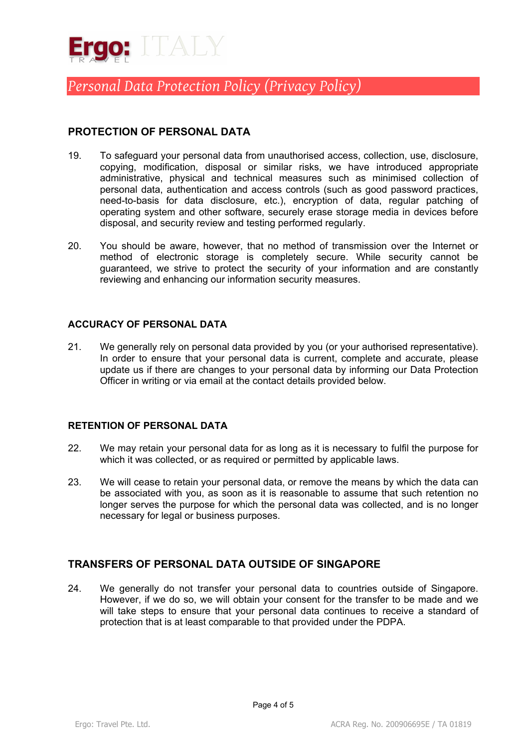## PROTECTION OF PERSONAL DATA

19. To safeguard your personal data from unauthorised access, collection, use, disclosure, copying, modification, disposal or similar risks, we have introduced appropriate administrative, physical and technical measures such as minimised collection of personal data, authentication and access controls (such as good password practices, need-to-basis for data disclosure, etc.), encryption of data, regular patching of operating system and other software, securely erase storage media in devices before disposal, and security review and testing performed regularly.

20. You should be aware, however, that no method of transmission over the Internet or method of electronic storage is completely secure. While security cannot be guaranteed, we strive to protect the security of your information and are constantly reviewing and enhancing our information security measures.

## ACCURACY OF PERSONAL DATA

21. We generally rely on personal data provided by you (or your authorised representative). In order to ensure that your personal data is current, complete and accurate, please update us if there are changes to your personal data by informing our Data Protection Officer in writing or via email at the contact details provided below.

## RETENTION OF PERSONAL DATA

22. We may retain your personal data for as long as it is necessary to fulfil the purpose for which it was collected, or as required or permitted by applicable laws.

23. We will cease to retain your personal data, or remove the means by which the data can be associated with you, as soon as it is reasonable to assume that such retention no longer serves the purpose for which the personal data was collected, and is no longer necessary for legal or business purposes.

## TRANSFERS OF PERSONAL DATA OUTSIDE OF SINGAPORE

24. We generally do not transfer your personal data to countries outside of Singapore. However, if we do so, we will obtain your consent for the transfer to be made and we will take steps to ensure that your personal data continues to receive a standard of protection that is at least comparable to that provided under the PDPA.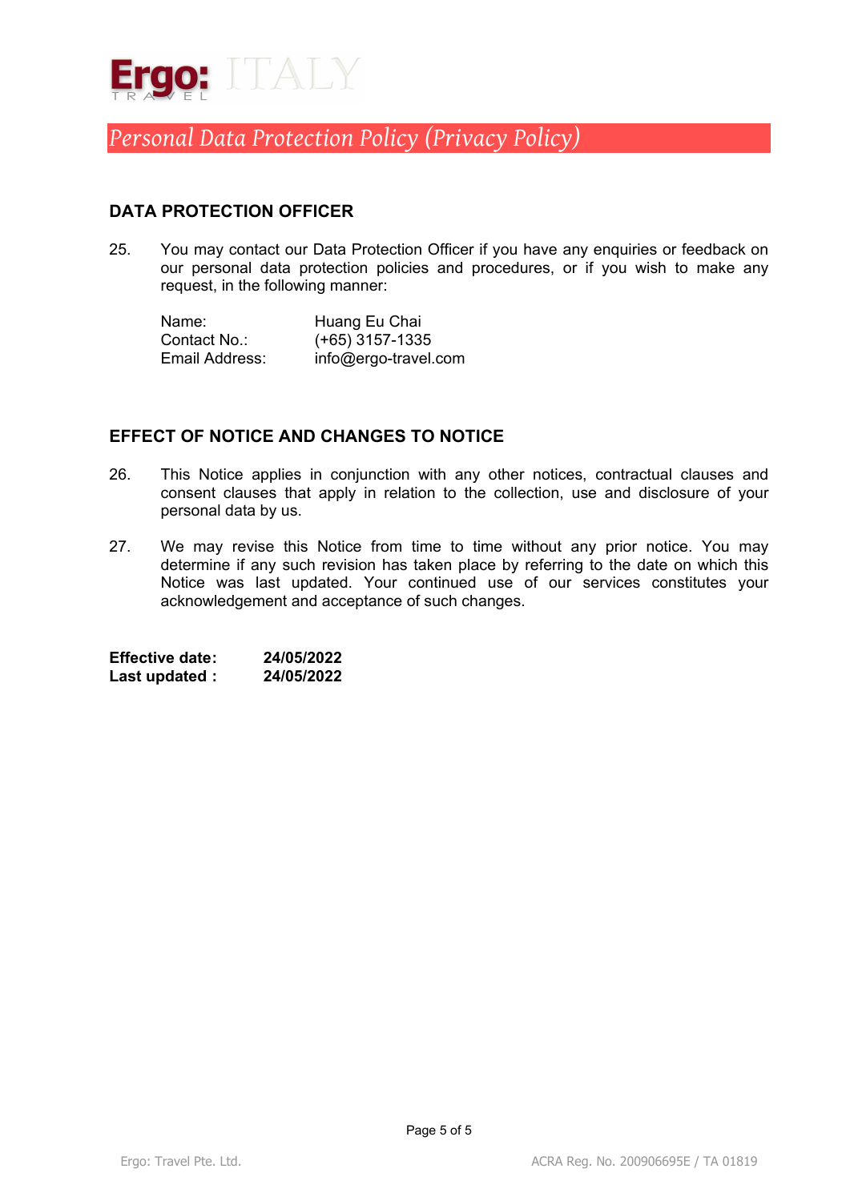## DATA PROTECTION OFFICER

25. You may contact our Data Protection Officer if you have any enquiries or feedback on our personal data protection policies and procedures, or if you wish to make any request, in the following manner:

| | |
|---|---|
| Name: | Huang Eu Chai |
| Contact No.: | (+65) 3157-1335 |
| Email Address: | info@ergo-travel.com |

## EFFECT OF NOTICE AND CHANGES TO NOTICE

26. This Notice applies in conjunction with any other notices, contractual clauses and consent clauses that apply in relation to the collection, use and disclosure of your personal data by us.

27. We may revise this Notice from time to time without any prior notice. You may determine if any such revision has taken place by referring to the date on which this Notice was last updated. Your continued use of our services constitutes your acknowledgement and acceptance of such changes.

**Effective date:** **24/05/2022**
**Last updated :** **24/05/2022**